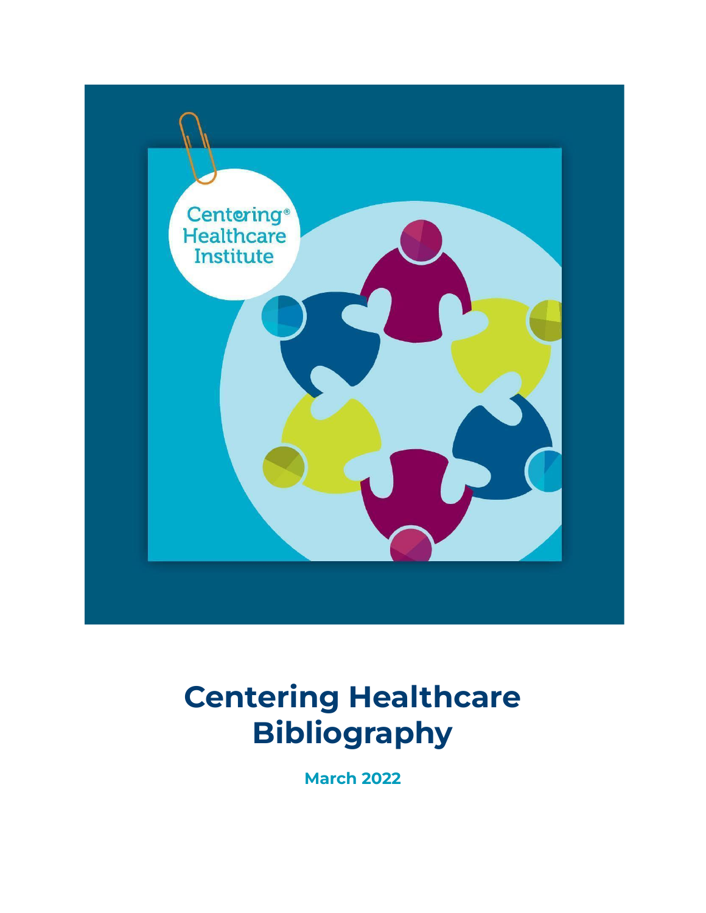# Centering Healthcare Bibliography

**March 2022**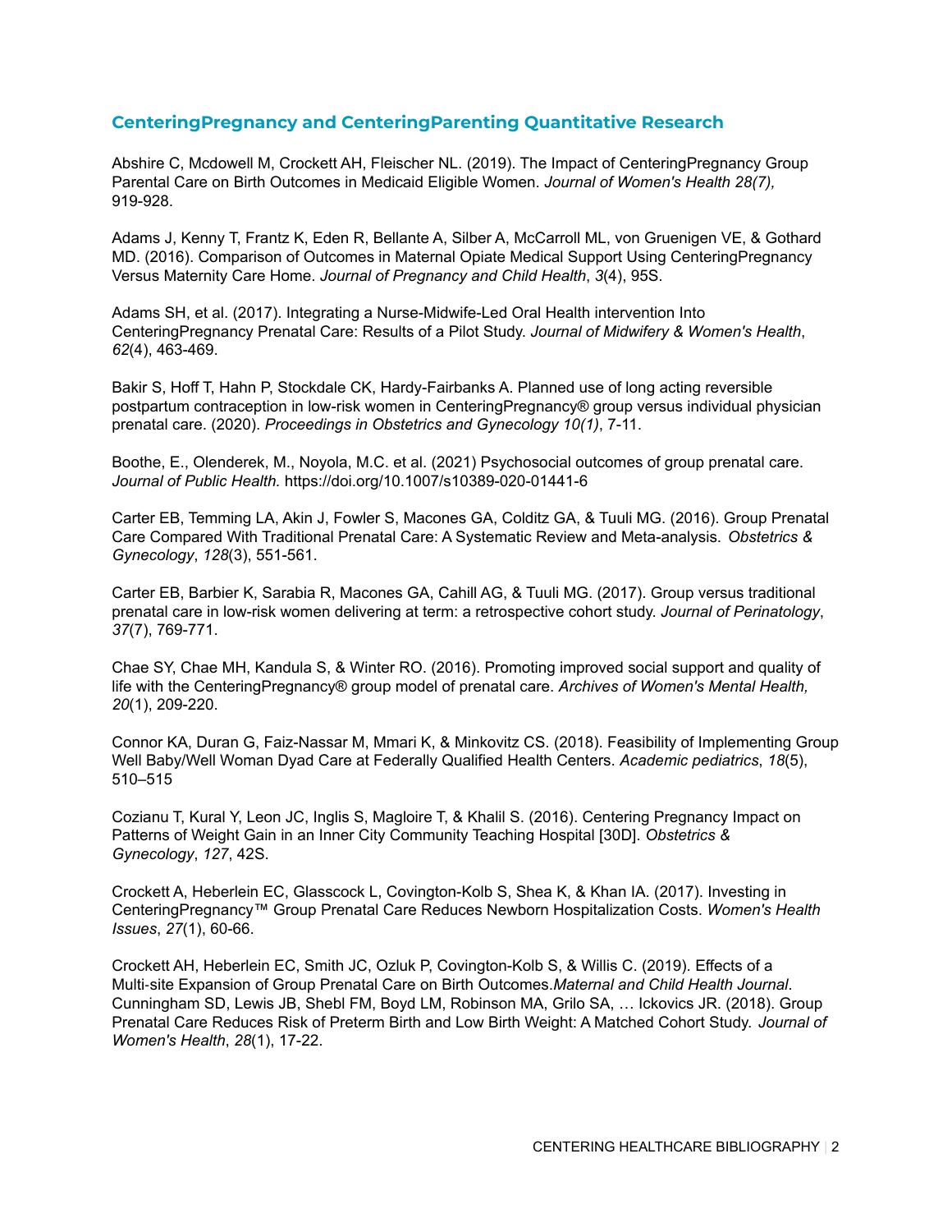## CenteringPregnancy and CenteringParenting Quantitative Research

Abshire C, Mcdowell M, Crockett AH, Fleischer NL. (2019). The Impact of CenteringPregnancy Group Parental Care on Birth Outcomes in Medicaid Eligible Women. *Journal of Women's Health 28(7),* 919-928.

Adams J, Kenny T, Frantz K, Eden R, Bellante A, Silber A, McCarroll ML, von Gruenigen VE, & Gothard MD. (2016). Comparison of Outcomes in Maternal Opiate Medical Support Using CenteringPregnancy Versus Maternity Care Home. *Journal of Pregnancy and Child Health*, *3*(4), 95S.

Adams SH, et al. (2017). Integrating a Nurse-Midwife-Led Oral Health intervention Into CenteringPregnancy Prenatal Care: Results of a Pilot Study. *Journal of Midwifery & Women's Health*, *62*(4), 463-469.

Bakir S, Hoff T, Hahn P, Stockdale CK, Hardy-Fairbanks A. Planned use of long acting reversible postpartum contraception in low-risk women in CenteringPregnancy® group versus individual physician prenatal care. (2020). *Proceedings in Obstetrics and Gynecology 10(1)*, 7-11.

Boothe, E., Olenderek, M., Noyola, M.C. et al. (2021) Psychosocial outcomes of group prenatal care. *Journal of Public Health.* https://doi.org/10.1007/s10389-020-01441-6

Carter EB, Temming LA, Akin J, Fowler S, Macones GA, Colditz GA, & Tuuli MG. (2016). Group Prenatal Care Compared With Traditional Prenatal Care: A Systematic Review and Meta-analysis. *Obstetrics & Gynecology*, *128*(3), 551-561.

Carter EB, Barbier K, Sarabia R, Macones GA, Cahill AG, & Tuuli MG. (2017). Group versus traditional prenatal care in low-risk women delivering at term: a retrospective cohort study. *Journal of Perinatology*, *37*(7), 769-771.

Chae SY, Chae MH, Kandula S, & Winter RO. (2016). Promoting improved social support and quality of life with the CenteringPregnancy® group model of prenatal care. *Archives of Women's Mental Health, 20*(1), 209-220.

Connor KA, Duran G, Faiz-Nassar M, Mmari K, & Minkovitz CS. (2018). Feasibility of Implementing Group Well Baby/Well Woman Dyad Care at Federally Qualified Health Centers. *Academic pediatrics*, *18*(5), 510–515

Cozianu T, Kural Y, Leon JC, Inglis S, Magloire T, & Khalil S. (2016). Centering Pregnancy Impact on Patterns of Weight Gain in an Inner City Community Teaching Hospital [30D]. *Obstetrics & Gynecology*, *127*, 42S.

Crockett A, Heberlein EC, Glasscock L, Covington-Kolb S, Shea K, & Khan IA. (2017). Investing in CenteringPregnancy™ Group Prenatal Care Reduces Newborn Hospitalization Costs. *Women's Health Issues*, *27*(1), 60-66.

Crockett AH, Heberlein EC, Smith JC, Ozluk P, Covington-Kolb S, & Willis C. (2019). Effects of a Multi-site Expansion of Group Prenatal Care on Birth Outcomes.*Maternal and Child Health Journal*.

Cunningham SD, Lewis JB, Shebl FM, Boyd LM, Robinson MA, Grilo SA, … Ickovics JR. (2018). Group Prenatal Care Reduces Risk of Preterm Birth and Low Birth Weight: A Matched Cohort Study. *Journal of Women's Health*, *28*(1), 17-22.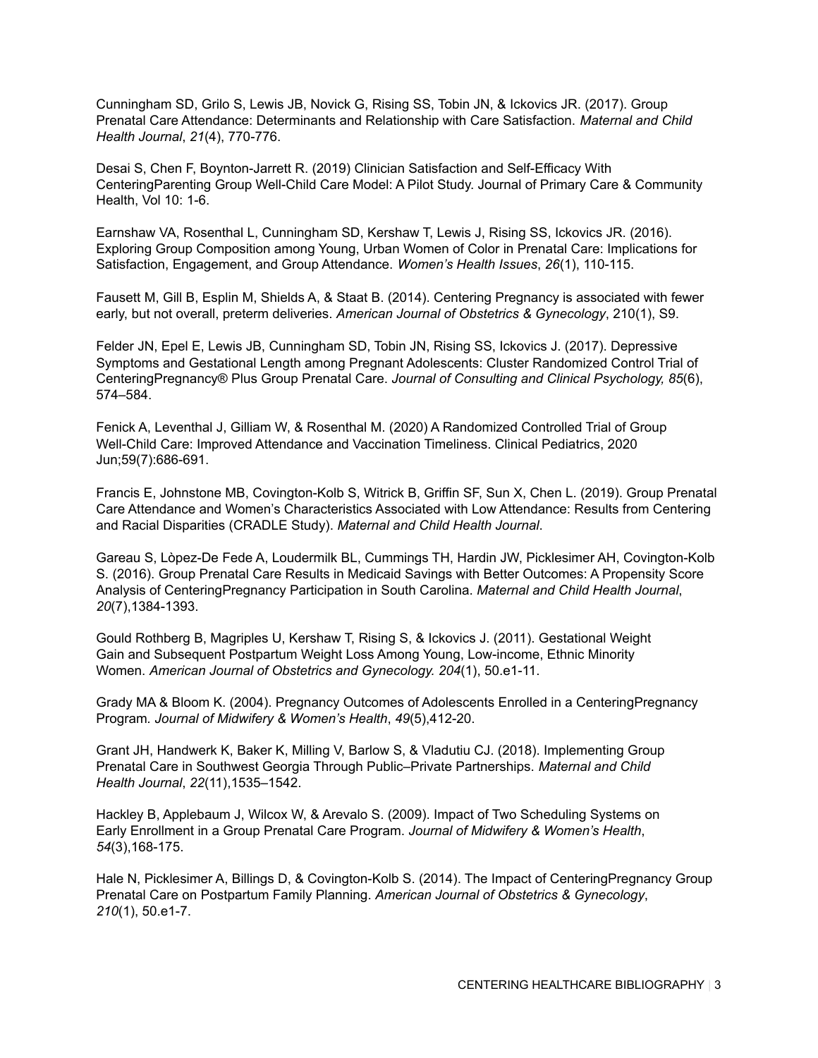Cunningham SD, Grilo S, Lewis JB, Novick G, Rising SS, Tobin JN, & Ickovics JR. (2017). Group Prenatal Care Attendance: Determinants and Relationship with Care Satisfaction. *Maternal and Child Health Journal*, *21*(4), 770-776.

Desai S, Chen F, Boynton-Jarrett R. (2019) Clinician Satisfaction and Self-Efficacy With CenteringParenting Group Well-Child Care Model: A Pilot Study. Journal of Primary Care & Community Health, Vol 10: 1-6.

Earnshaw VA, Rosenthal L, Cunningham SD, Kershaw T, Lewis J, Rising SS, Ickovics JR. (2016). Exploring Group Composition among Young, Urban Women of Color in Prenatal Care: Implications for Satisfaction, Engagement, and Group Attendance. *Women's Health Issues*, *26*(1), 110-115.

Fausett M, Gill B, Esplin M, Shields A, & Staat B. (2014). Centering Pregnancy is associated with fewer early, but not overall, preterm deliveries. *American Journal of Obstetrics & Gynecology*, 210(1), S9.

Felder JN, Epel E, Lewis JB, Cunningham SD, Tobin JN, Rising SS, Ickovics J. (2017). Depressive Symptoms and Gestational Length among Pregnant Adolescents: Cluster Randomized Control Trial of CenteringPregnancy® Plus Group Prenatal Care. *Journal of Consulting and Clinical Psychology, 85*(6), 574–584.

Fenick A, Leventhal J, Gilliam W, & Rosenthal M. (2020) A Randomized Controlled Trial of Group Well-Child Care: Improved Attendance and Vaccination Timeliness. Clinical Pediatrics, 2020 Jun;59(7):686-691.

Francis E, Johnstone MB, Covington-Kolb S, Witrick B, Griffin SF, Sun X, Chen L. (2019). Group Prenatal Care Attendance and Women's Characteristics Associated with Low Attendance: Results from Centering and Racial Disparities (CRADLE Study). *Maternal and Child Health Journal*.

Gareau S, Lòpez-De Fede A, Loudermilk BL, Cummings TH, Hardin JW, Picklesimer AH, Covington-Kolb S. (2016). Group Prenatal Care Results in Medicaid Savings with Better Outcomes: A Propensity Score Analysis of CenteringPregnancy Participation in South Carolina. *Maternal and Child Health Journal*, *20*(7),1384-1393.

Gould Rothberg B, Magriples U, Kershaw T, Rising S, & Ickovics J. (2011). Gestational Weight Gain and Subsequent Postpartum Weight Loss Among Young, Low-income, Ethnic Minority Women. *American Journal of Obstetrics and Gynecology. 204*(1), 50.e1-11.

Grady MA & Bloom K. (2004). Pregnancy Outcomes of Adolescents Enrolled in a CenteringPregnancy Program. *Journal of Midwifery & Women's Health*, *49*(5),412-20.

Grant JH, Handwerk K, Baker K, Milling V, Barlow S, & Vladutiu CJ. (2018). Implementing Group Prenatal Care in Southwest Georgia Through Public–Private Partnerships. *Maternal and Child Health Journal*, *22*(11),1535–1542.

Hackley B, Applebaum J, Wilcox W, & Arevalo S. (2009). Impact of Two Scheduling Systems on Early Enrollment in a Group Prenatal Care Program. *Journal of Midwifery & Women's Health*, *54*(3),168-175.

Hale N, Picklesimer A, Billings D, & Covington-Kolb S. (2014). The Impact of CenteringPregnancy Group Prenatal Care on Postpartum Family Planning. *American Journal of Obstetrics & Gynecology*, *210*(1), 50.e1-7.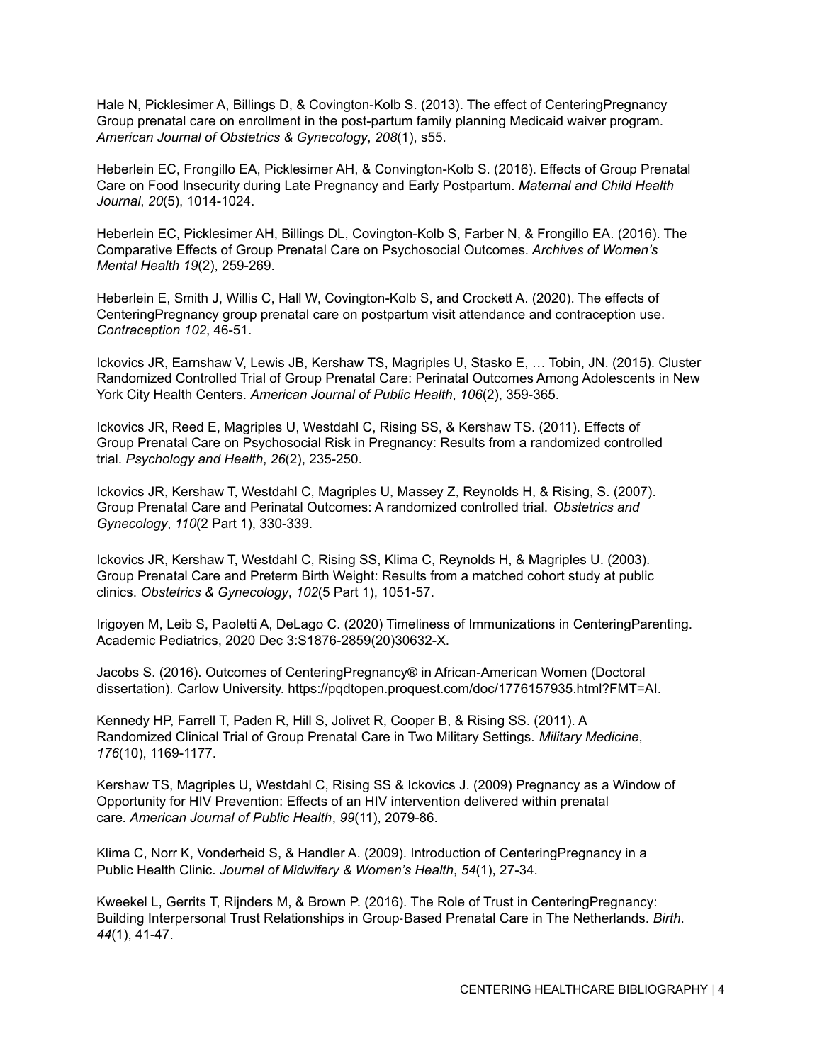Hale N, Picklesimer A, Billings D, & Covington-Kolb S. (2013). The effect of CenteringPregnancy Group prenatal care on enrollment in the post-partum family planning Medicaid waiver program. *American Journal of Obstetrics & Gynecology*, *208*(1), s55.

Heberlein EC, Frongillo EA, Picklesimer AH, & Convington-Kolb S. (2016). Effects of Group Prenatal Care on Food Insecurity during Late Pregnancy and Early Postpartum. *Maternal and Child Health Journal*, *20*(5), 1014-1024.

Heberlein EC, Picklesimer AH, Billings DL, Covington-Kolb S, Farber N, & Frongillo EA. (2016). The Comparative Effects of Group Prenatal Care on Psychosocial Outcomes. *Archives of Women's Mental Health 19*(2), 259-269.

Heberlein E, Smith J, Willis C, Hall W, Covington-Kolb S, and Crockett A. (2020). The effects of CenteringPregnancy group prenatal care on postpartum visit attendance and contraception use. *Contraception 102*, 46-51.

Ickovics JR, Earnshaw V, Lewis JB, Kershaw TS, Magriples U, Stasko E, … Tobin, JN. (2015). Cluster Randomized Controlled Trial of Group Prenatal Care: Perinatal Outcomes Among Adolescents in New York City Health Centers. *American Journal of Public Health*, *106*(2), 359-365.

Ickovics JR, Reed E, Magriples U, Westdahl C, Rising SS, & Kershaw TS. (2011). Effects of Group Prenatal Care on Psychosocial Risk in Pregnancy: Results from a randomized controlled trial. *Psychology and Health*, *26*(2), 235-250.

Ickovics JR, Kershaw T, Westdahl C, Magriples U, Massey Z, Reynolds H, & Rising, S. (2007). Group Prenatal Care and Perinatal Outcomes: A randomized controlled trial. *Obstetrics and Gynecology*, *110*(2 Part 1), 330-339.

Ickovics JR, Kershaw T, Westdahl C, Rising SS, Klima C, Reynolds H, & Magriples U. (2003). Group Prenatal Care and Preterm Birth Weight: Results from a matched cohort study at public clinics. *Obstetrics & Gynecology*, *102*(5 Part 1), 1051-57.

Irigoyen M, Leib S, Paoletti A, DeLago C. (2020) Timeliness of Immunizations in CenteringParenting. Academic Pediatrics, 2020 Dec 3:S1876-2859(20)30632-X.

Jacobs S. (2016). Outcomes of CenteringPregnancy® in African-American Women (Doctoral dissertation). Carlow University. https://pqdtopen.proquest.com/doc/1776157935.html?FMT=AI.

Kennedy HP, Farrell T, Paden R, Hill S, Jolivet R, Cooper B, & Rising SS. (2011). A Randomized Clinical Trial of Group Prenatal Care in Two Military Settings. *Military Medicine*, *176*(10), 1169-1177.

Kershaw TS, Magriples U, Westdahl C, Rising SS & Ickovics J. (2009) Pregnancy as a Window of Opportunity for HIV Prevention: Effects of an HIV intervention delivered within prenatal care. *American Journal of Public Health*, *99*(11), 2079-86.

Klima C, Norr K, Vonderheid S, & Handler A. (2009). Introduction of CenteringPregnancy in a Public Health Clinic. *Journal of Midwifery & Women's Health*, *54*(1), 27-34.

Kweekel L, Gerrits T, Rijnders M, & Brown P. (2016). The Role of Trust in CenteringPregnancy: Building Interpersonal Trust Relationships in Group-Based Prenatal Care in The Netherlands. *Birth*. *44*(1), 41-47.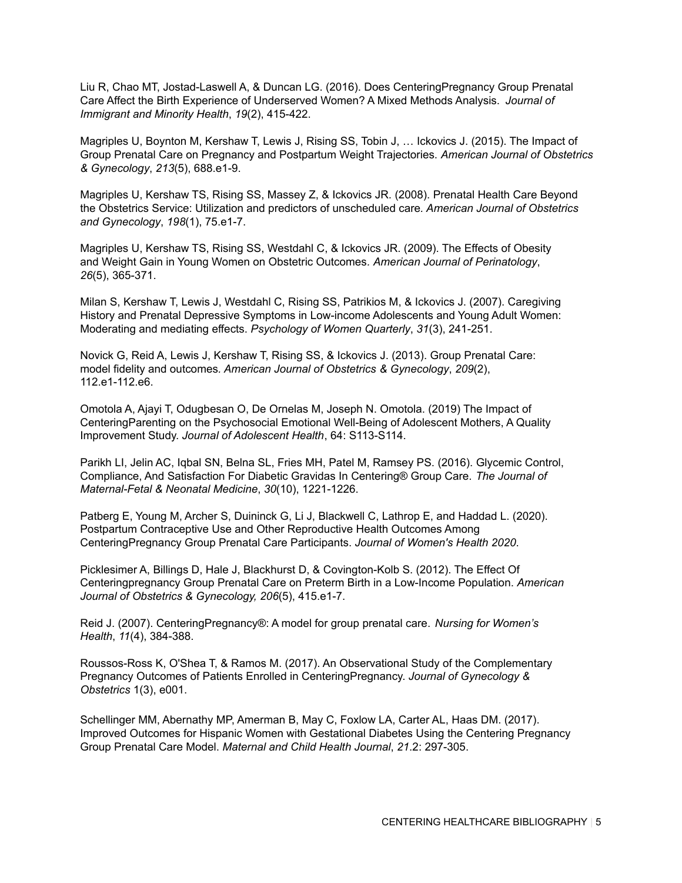Liu R, Chao MT, Jostad-Laswell A, & Duncan LG. (2016). Does CenteringPregnancy Group Prenatal Care Affect the Birth Experience of Underserved Women? A Mixed Methods Analysis. *Journal of Immigrant and Minority Health*, *19*(2), 415-422.

Magriples U, Boynton M, Kershaw T, Lewis J, Rising SS, Tobin J, … Ickovics J. (2015). The Impact of Group Prenatal Care on Pregnancy and Postpartum Weight Trajectories. *American Journal of Obstetrics & Gynecology*, *213*(5), 688.e1-9.

Magriples U, Kershaw TS, Rising SS, Massey Z, & Ickovics JR. (2008). Prenatal Health Care Beyond the Obstetrics Service: Utilization and predictors of unscheduled care. *American Journal of Obstetrics and Gynecology*, *198*(1), 75.e1-7.

Magriples U, Kershaw TS, Rising SS, Westdahl C, & Ickovics JR. (2009). The Effects of Obesity and Weight Gain in Young Women on Obstetric Outcomes. *American Journal of Perinatology*, *26*(5), 365-371.

Milan S, Kershaw T, Lewis J, Westdahl C, Rising SS, Patrikios M, & Ickovics J. (2007). Caregiving History and Prenatal Depressive Symptoms in Low-income Adolescents and Young Adult Women: Moderating and mediating effects. *Psychology of Women Quarterly*, *31*(3), 241-251.

Novick G, Reid A, Lewis J, Kershaw T, Rising SS, & Ickovics J. (2013). Group Prenatal Care: model fidelity and outcomes. *American Journal of Obstetrics & Gynecology*, *209*(2), 112.e1-112.e6.

Omotola A, Ajayi T, Odugbesan O, De Ornelas M, Joseph N. Omotola. (2019) The Impact of CenteringParenting on the Psychosocial Emotional Well-Being of Adolescent Mothers, A Quality Improvement Study. *Journal of Adolescent Health*, 64: S113-S114.

Parikh LI, Jelin AC, Iqbal SN, Belna SL, Fries MH, Patel M, Ramsey PS. (2016). Glycemic Control, Compliance, And Satisfaction For Diabetic Gravidas In Centering® Group Care. *The Journal of Maternal-Fetal & Neonatal Medicine*, *30*(10), 1221-1226.

Patberg E, Young M, Archer S, Duininck G, Li J, Blackwell C, Lathrop E, and Haddad L. (2020). Postpartum Contraceptive Use and Other Reproductive Health Outcomes Among CenteringPregnancy Group Prenatal Care Participants. *Journal of Women's Health 2020*.

Picklesimer A, Billings D, Hale J, Blackhurst D, & Covington-Kolb S. (2012). The Effect Of Centeringpregnancy Group Prenatal Care on Preterm Birth in a Low-Income Population. *American Journal of Obstetrics & Gynecology, 206*(5), 415.e1-7.

Reid J. (2007). CenteringPregnancy®: A model for group prenatal care. *Nursing for Women's Health*, *11*(4), 384-388.

Roussos-Ross K, O'Shea T, & Ramos M. (2017). An Observational Study of the Complementary Pregnancy Outcomes of Patients Enrolled in CenteringPregnancy. *Journal of Gynecology & Obstetrics* 1(3), e001.

Schellinger MM, Abernathy MP, Amerman B, May C, Foxlow LA, Carter AL, Haas DM. (2017). Improved Outcomes for Hispanic Women with Gestational Diabetes Using the Centering Pregnancy Group Prenatal Care Model. *Maternal and Child Health Journal*, *21*.2: 297-305.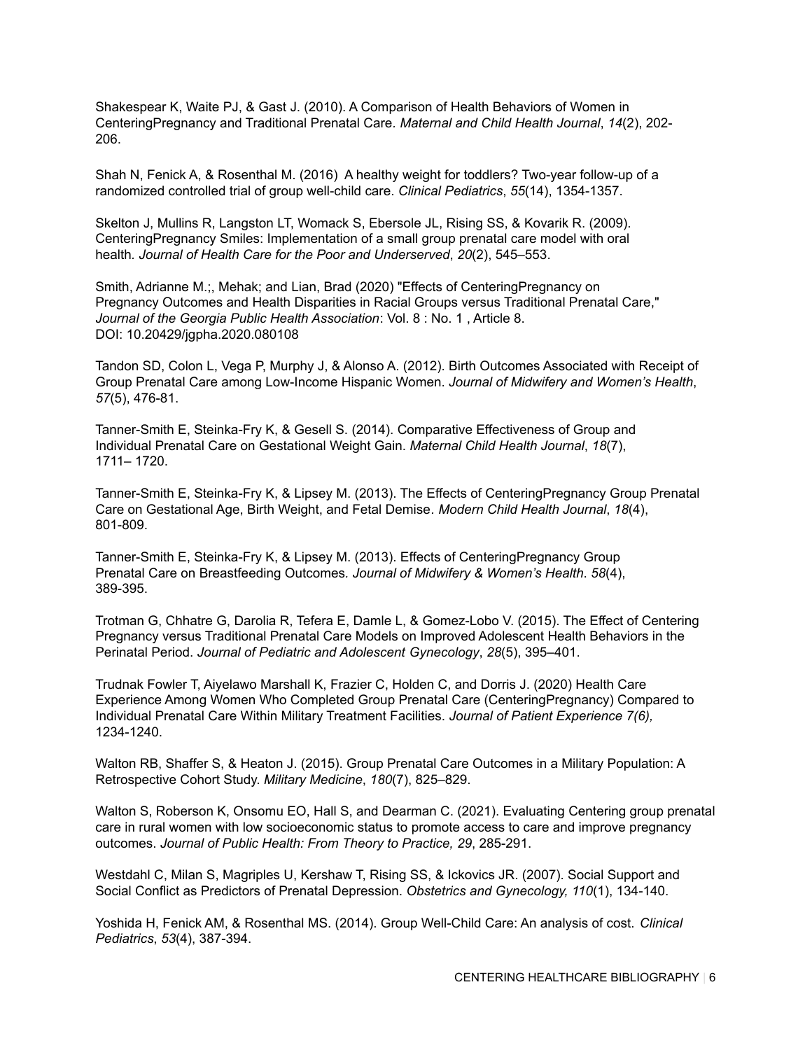Shakespear K, Waite PJ, & Gast J. (2010). A Comparison of Health Behaviors of Women in CenteringPregnancy and Traditional Prenatal Care. *Maternal and Child Health Journal*, *14*(2), 202-206.

Shah N, Fenick A, & Rosenthal M. (2016) A healthy weight for toddlers? Two-year follow-up of a randomized controlled trial of group well-child care. *Clinical Pediatrics*, *55*(14), 1354-1357.

Skelton J, Mullins R, Langston LT, Womack S, Ebersole JL, Rising SS, & Kovarik R. (2009). CenteringPregnancy Smiles: Implementation of a small group prenatal care model with oral health. *Journal of Health Care for the Poor and Underserved*, *20*(2), 545–553.

Smith, Adrianne M.;, Mehak; and Lian, Brad (2020) "Effects of CenteringPregnancy on Pregnancy Outcomes and Health Disparities in Racial Groups versus Traditional Prenatal Care," *Journal of the Georgia Public Health Association*: Vol. 8 : No. 1 , Article 8. DOI: 10.20429/jgpha.2020.080108

Tandon SD, Colon L, Vega P, Murphy J, & Alonso A. (2012). Birth Outcomes Associated with Receipt of Group Prenatal Care among Low-Income Hispanic Women. *Journal of Midwifery and Women's Health*, *57*(5), 476-81.

Tanner-Smith E, Steinka-Fry K, & Gesell S. (2014). Comparative Effectiveness of Group and Individual Prenatal Care on Gestational Weight Gain. *Maternal Child Health Journal*, *18*(7), 1711– 1720.

Tanner-Smith E, Steinka-Fry K, & Lipsey M. (2013). The Effects of CenteringPregnancy Group Prenatal Care on Gestational Age, Birth Weight, and Fetal Demise. *Modern Child Health Journal*, *18*(4), 801-809.

Tanner-Smith E, Steinka-Fry K, & Lipsey M. (2013). Effects of CenteringPregnancy Group Prenatal Care on Breastfeeding Outcomes*. Journal of Midwifery & Women's Health*. *58*(4), 389-395.

Trotman G, Chhatre G, Darolia R, Tefera E, Damle L, & Gomez-Lobo V. (2015). The Effect of Centering Pregnancy versus Traditional Prenatal Care Models on Improved Adolescent Health Behaviors in the Perinatal Period. *Journal of Pediatric and Adolescent Gynecology*, *28*(5), 395–401.

Trudnak Fowler T, Aiyelawo Marshall K, Frazier C, Holden C, and Dorris J. (2020) Health Care Experience Among Women Who Completed Group Prenatal Care (CenteringPregnancy) Compared to Individual Prenatal Care Within Military Treatment Facilities. *Journal of Patient Experience 7(6),* 1234-1240.

Walton RB, Shaffer S, & Heaton J. (2015). Group Prenatal Care Outcomes in a Military Population: A Retrospective Cohort Study. *Military Medicine*, *180*(7), 825–829.

Walton S, Roberson K, Onsomu EO, Hall S, and Dearman C. (2021). Evaluating Centering group prenatal care in rural women with low socioeconomic status to promote access to care and improve pregnancy outcomes. *Journal of Public Health: From Theory to Practice, 29*, 285-291.

Westdahl C, Milan S, Magriples U, Kershaw T, Rising SS, & Ickovics JR. (2007). Social Support and Social Conflict as Predictors of Prenatal Depression. *Obstetrics and Gynecology, 110*(1), 134-140.

Yoshida H, Fenick AM, & Rosenthal MS. (2014). Group Well-Child Care: An analysis of cost. *Clinical Pediatrics*, *53*(4), 387-394.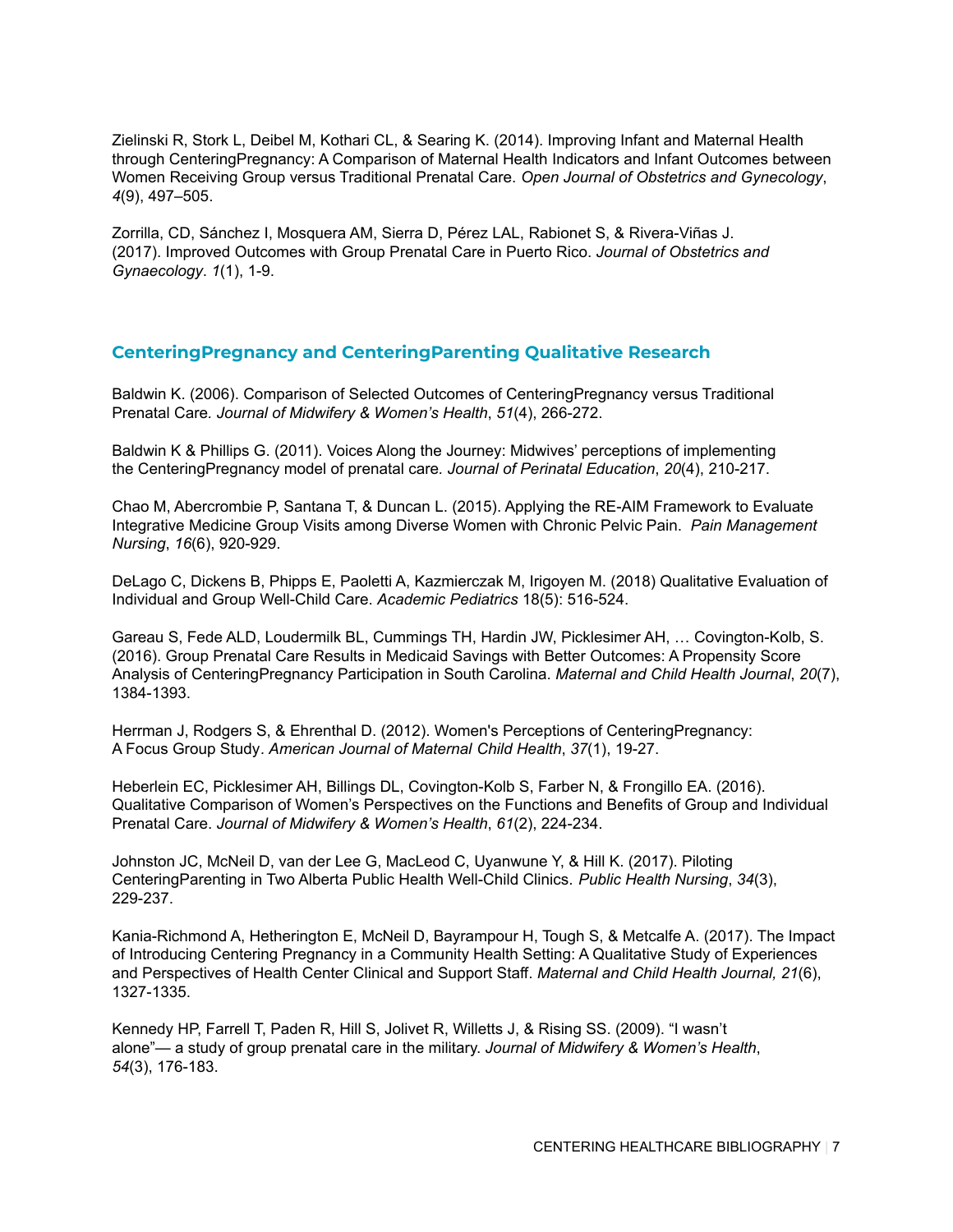Zielinski R, Stork L, Deibel M, Kothari CL, & Searing K. (2014). Improving Infant and Maternal Health through CenteringPregnancy: A Comparison of Maternal Health Indicators and Infant Outcomes between Women Receiving Group versus Traditional Prenatal Care. *Open Journal of Obstetrics and Gynecology*, *4*(9), 497–505.

Zorrilla, CD, Sánchez I, Mosquera AM, Sierra D, Pérez LAL, Rabionet S, & Rivera-Viñas J. (2017). Improved Outcomes with Group Prenatal Care in Puerto Rico. *Journal of Obstetrics and Gynaecology*. *1*(1), 1-9.

## CenteringPregnancy and CenteringParenting Qualitative Research

Baldwin K. (2006). Comparison of Selected Outcomes of CenteringPregnancy versus Traditional Prenatal Care*. Journal of Midwifery & Women's Health*, *51*(4), 266-272.

Baldwin K & Phillips G. (2011). Voices Along the Journey: Midwives' perceptions of implementing the CenteringPregnancy model of prenatal care*. Journal of Perinatal Education*, *20*(4), 210-217.

Chao M, Abercrombie P, Santana T, & Duncan L. (2015). Applying the RE-AIM Framework to Evaluate Integrative Medicine Group Visits among Diverse Women with Chronic Pelvic Pain. *Pain Management Nursing*, *16*(6), 920-929.

DeLago C, Dickens B, Phipps E, Paoletti A, Kazmierczak M, Irigoyen M. (2018) Qualitative Evaluation of Individual and Group Well-Child Care. *Academic Pediatrics* 18(5): 516-524.

Gareau S, Fede ALD, Loudermilk BL, Cummings TH, Hardin JW, Picklesimer AH, … Covington-Kolb, S. (2016). Group Prenatal Care Results in Medicaid Savings with Better Outcomes: A Propensity Score Analysis of CenteringPregnancy Participation in South Carolina. *Maternal and Child Health Journal*, *20*(7), 1384-1393.

Herrman J, Rodgers S, & Ehrenthal D. (2012). Women's Perceptions of CenteringPregnancy: A Focus Group Study*. American Journal of Maternal Child Health*, *37*(1), 19-27.

Heberlein EC, Picklesimer AH, Billings DL, Covington-Kolb S, Farber N, & Frongillo EA. (2016). Qualitative Comparison of Women's Perspectives on the Functions and Benefits of Group and Individual Prenatal Care. *Journal of Midwifery & Women's Health*, *61*(2), 224-234.

Johnston JC, McNeil D, van der Lee G, MacLeod C, Uyanwune Y, & Hill K. (2017). Piloting CenteringParenting in Two Alberta Public Health Well-Child Clinics. *Public Health Nursing*, *34*(3), 229-237.

Kania-Richmond A, Hetherington E, McNeil D, Bayrampour H, Tough S, & Metcalfe A. (2017). The Impact of Introducing Centering Pregnancy in a Community Health Setting: A Qualitative Study of Experiences and Perspectives of Health Center Clinical and Support Staff. *Maternal and Child Health Journal, 21*(6), 1327-1335.

Kennedy HP, Farrell T, Paden R, Hill S, Jolivet R, Willetts J, & Rising SS. (2009). "I wasn't alone"— a study of group prenatal care in the military. *Journal of Midwifery & Women's Health*, *54*(3), 176-183.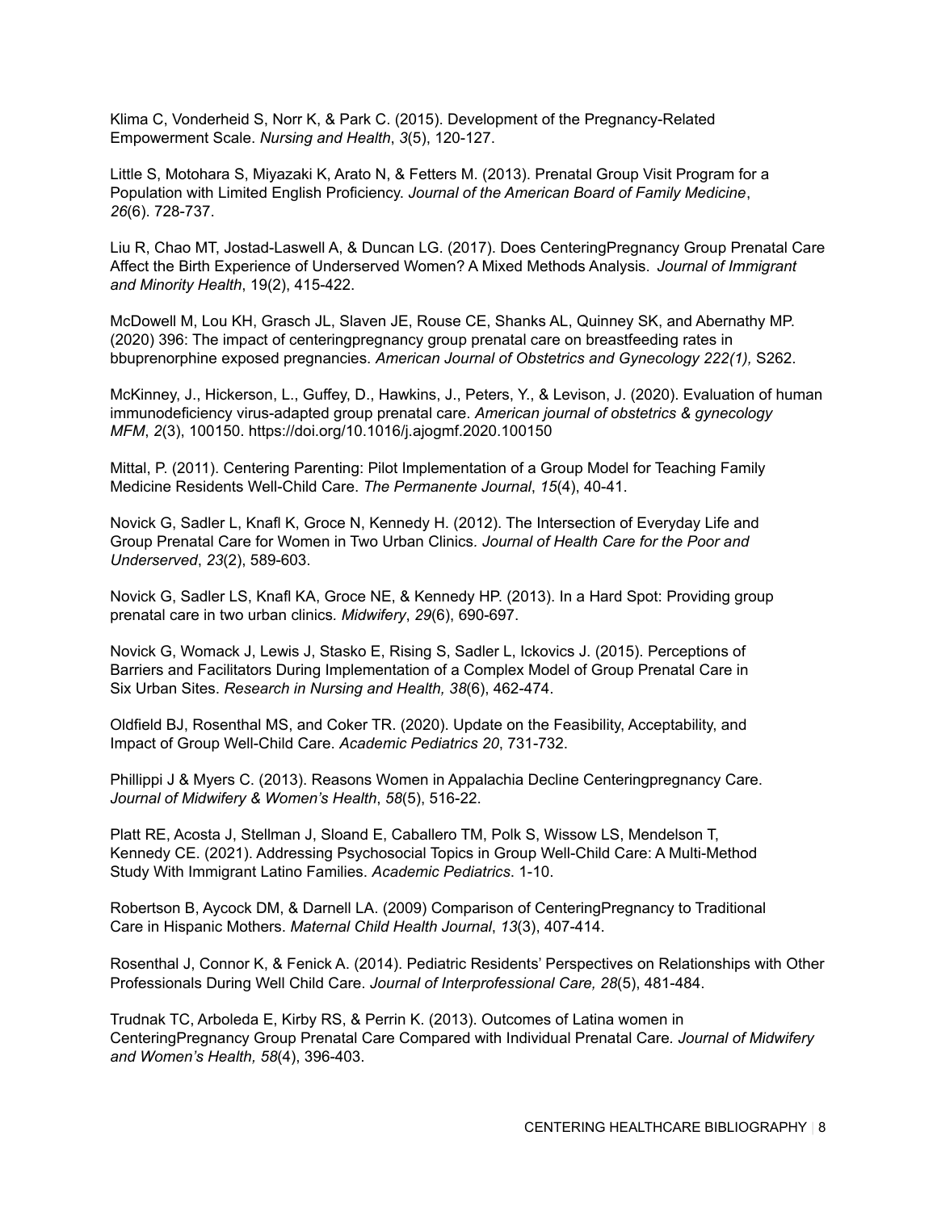Klima C, Vonderheid S, Norr K, & Park C. (2015). Development of the Pregnancy-Related Empowerment Scale. *Nursing and Health*, *3*(5), 120-127.

Little S, Motohara S, Miyazaki K, Arato N, & Fetters M. (2013). Prenatal Group Visit Program for a Population with Limited English Proficiency. *Journal of the American Board of Family Medicine*, *26*(6). 728-737.

Liu R, Chao MT, Jostad-Laswell A, & Duncan LG. (2017). Does CenteringPregnancy Group Prenatal Care Affect the Birth Experience of Underserved Women? A Mixed Methods Analysis. *Journal of Immigrant and Minority Health*, 19(2), 415-422.

McDowell M, Lou KH, Grasch JL, Slaven JE, Rouse CE, Shanks AL, Quinney SK, and Abernathy MP. (2020) 396: The impact of centeringpregnancy group prenatal care on breastfeeding rates in bbuprenorphine exposed pregnancies. *American Journal of Obstetrics and Gynecology 222(1),* S262.

McKinney, J., Hickerson, L., Guffey, D., Hawkins, J., Peters, Y., & Levison, J. (2020). Evaluation of human immunodeficiency virus-adapted group prenatal care. *American journal of obstetrics & gynecology MFM*, *2*(3), 100150. https://doi.org/10.1016/j.ajogmf.2020.100150

Mittal, P. (2011). Centering Parenting: Pilot Implementation of a Group Model for Teaching Family Medicine Residents Well-Child Care. *The Permanente Journal*, *15*(4), 40-41.

Novick G, Sadler L, Knafl K, Groce N, Kennedy H. (2012). The Intersection of Everyday Life and Group Prenatal Care for Women in Two Urban Clinics. *Journal of Health Care for the Poor and Underserved*, *23*(2), 589-603.

Novick G, Sadler LS, Knafl KA, Groce NE, & Kennedy HP. (2013). In a Hard Spot: Providing group prenatal care in two urban clinics. *Midwifery*, *29*(6), 690-697.

Novick G, Womack J, Lewis J, Stasko E, Rising S, Sadler L, Ickovics J. (2015). Perceptions of Barriers and Facilitators During Implementation of a Complex Model of Group Prenatal Care in Six Urban Sites. *Research in Nursing and Health, 38*(6), 462-474.

Oldfield BJ, Rosenthal MS, and Coker TR. (2020). Update on the Feasibility, Acceptability, and Impact of Group Well-Child Care. *Academic Pediatrics 20*, 731-732.

Phillippi J & Myers C. (2013). Reasons Women in Appalachia Decline Centeringpregnancy Care. *Journal of Midwifery & Women's Health*, *58*(5), 516-22.

Platt RE, Acosta J, Stellman J, Sloand E, Caballero TM, Polk S, Wissow LS, Mendelson T, Kennedy CE. (2021). Addressing Psychosocial Topics in Group Well-Child Care: A Multi-Method Study With Immigrant Latino Families. *Academic Pediatrics*. 1-10.

Robertson B, Aycock DM, & Darnell LA. (2009) Comparison of CenteringPregnancy to Traditional Care in Hispanic Mothers. *Maternal Child Health Journal*, *13*(3), 407-414.

Rosenthal J, Connor K, & Fenick A. (2014). Pediatric Residents' Perspectives on Relationships with Other Professionals During Well Child Care. *Journal of Interprofessional Care, 28*(5), 481-484.

Trudnak TC, Arboleda E, Kirby RS, & Perrin K. (2013). Outcomes of Latina women in CenteringPregnancy Group Prenatal Care Compared with Individual Prenatal Care. *Journal of Midwifery and Women's Health, 58*(4), 396-403.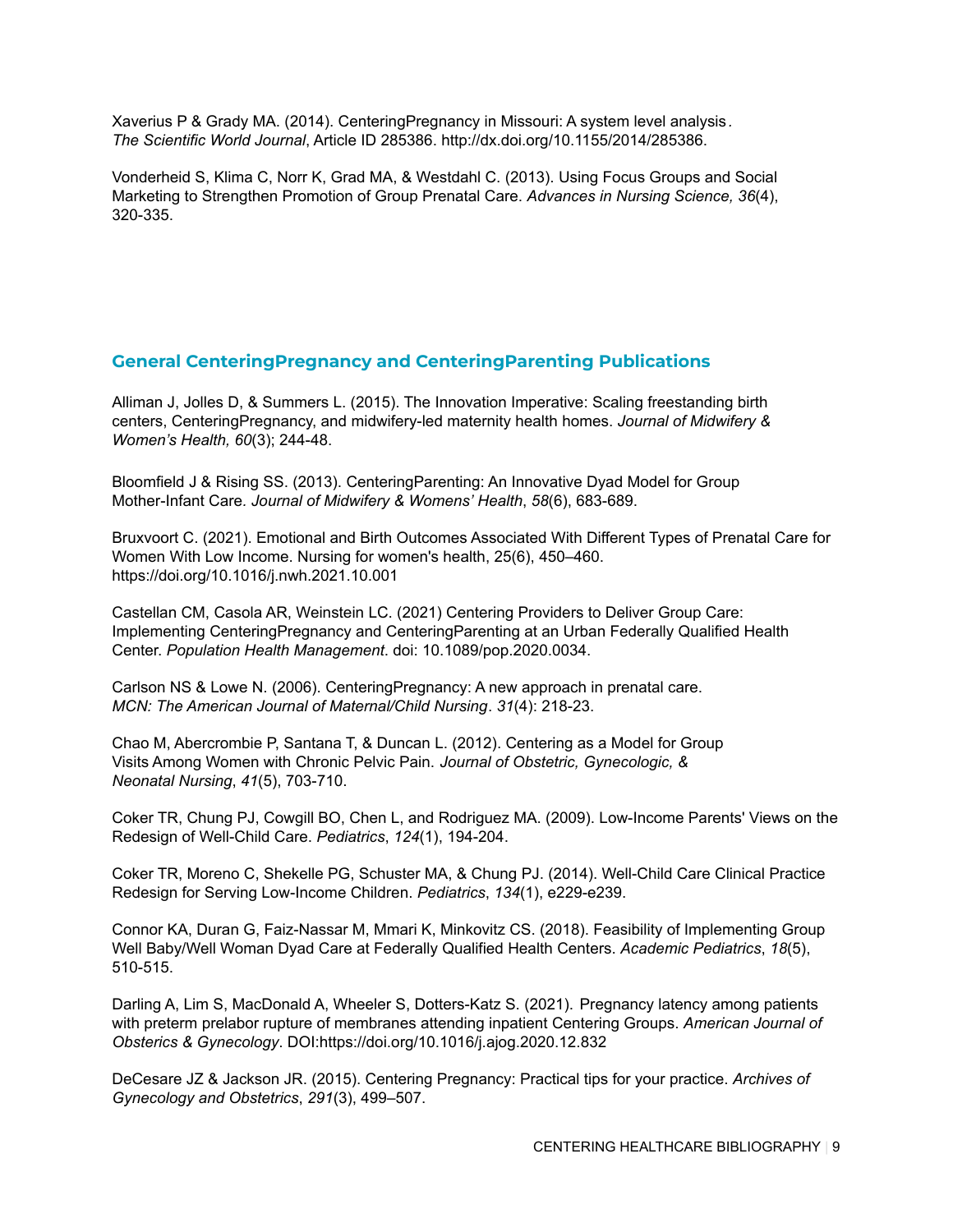Xaverius P & Grady MA. (2014). CenteringPregnancy in Missouri: A system level analysis. *The Scientific World Journal*, Article ID 285386. http://dx.doi.org/10.1155/2014/285386.

Vonderheid S, Klima C, Norr K, Grad MA, & Westdahl C. (2013). Using Focus Groups and Social Marketing to Strengthen Promotion of Group Prenatal Care. *Advances in Nursing Science, 36*(4), 320-335.

## General CenteringPregnancy and CenteringParenting Publications

Alliman J, Jolles D, & Summers L. (2015). The Innovation Imperative: Scaling freestanding birth centers, CenteringPregnancy, and midwifery-led maternity health homes. *Journal of Midwifery & Women's Health, 60*(3); 244-48.

Bloomfield J & Rising SS. (2013). CenteringParenting: An Innovative Dyad Model for Group Mother-Infant Care. *Journal of Midwifery & Womens' Health*, *58*(6), 683-689.

Bruxvoort C. (2021). Emotional and Birth Outcomes Associated With Different Types of Prenatal Care for Women With Low Income. Nursing for women's health, 25(6), 450–460. https://doi.org/10.1016/j.nwh.2021.10.001

Castellan CM, Casola AR, Weinstein LC. (2021) Centering Providers to Deliver Group Care: Implementing CenteringPregnancy and CenteringParenting at an Urban Federally Qualified Health Center. *Population Health Management*. doi: 10.1089/pop.2020.0034.

Carlson NS & Lowe N. (2006). CenteringPregnancy: A new approach in prenatal care. *MCN: The American Journal of Maternal/Child Nursing*. *31*(4): 218-23.

Chao M, Abercrombie P, Santana T, & Duncan L. (2012). Centering as a Model for Group Visits Among Women with Chronic Pelvic Pain. *Journal of Obstetric, Gynecologic, & Neonatal Nursing*, *41*(5), 703-710.

Coker TR, Chung PJ, Cowgill BO, Chen L, and Rodriguez MA. (2009). Low-Income Parents' Views on the Redesign of Well-Child Care. *Pediatrics*, *124*(1), 194-204.

Coker TR, Moreno C, Shekelle PG, Schuster MA, & Chung PJ. (2014). Well-Child Care Clinical Practice Redesign for Serving Low-Income Children. *Pediatrics*, *134*(1), e229-e239.

Connor KA, Duran G, Faiz-Nassar M, Mmari K, Minkovitz CS. (2018). Feasibility of Implementing Group Well Baby/Well Woman Dyad Care at Federally Qualified Health Centers. *Academic Pediatrics*, *18*(5), 510-515.

Darling A, Lim S, MacDonald A, Wheeler S, Dotters-Katz S. (2021). Pregnancy latency among patients with preterm prelabor rupture of membranes attending inpatient Centering Groups. *American Journal of Obsterics & Gynecology*. DOI:https://doi.org/10.1016/j.ajog.2020.12.832

DeCesare JZ & Jackson JR. (2015). Centering Pregnancy: Practical tips for your practice. *Archives of Gynecology and Obstetrics*, *291*(3), 499–507.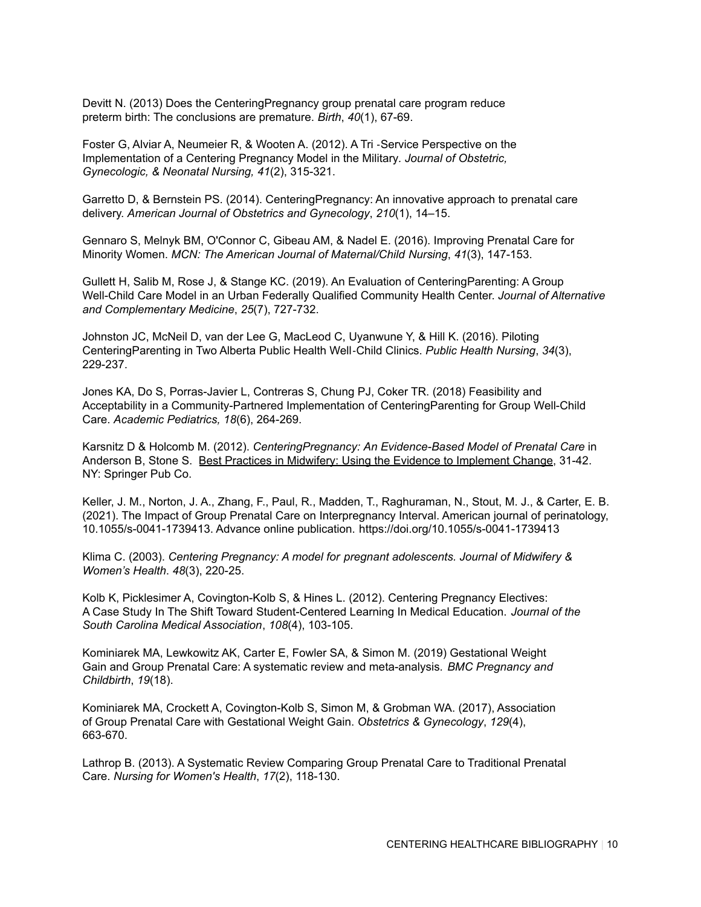Devitt N. (2013) Does the CenteringPregnancy group prenatal care program reduce preterm birth: The conclusions are premature. *Birth*, *40*(1), 67-69.

Foster G, Alviar A, Neumeier R, & Wooten A. (2012). A Tri -Service Perspective on the Implementation of a Centering Pregnancy Model in the Military. *Journal of Obstetric, Gynecologic, & Neonatal Nursing, 41*(2), 315-321.

Garretto D, & Bernstein PS. (2014). CenteringPregnancy: An innovative approach to prenatal care delivery. *American Journal of Obstetrics and Gynecology*, *210*(1), 14–15.

Gennaro S, Melnyk BM, O'Connor C, Gibeau AM, & Nadel E. (2016). Improving Prenatal Care for Minority Women. *MCN: The American Journal of Maternal/Child Nursing*, *41*(3), 147-153.

Gullett H, Salib M, Rose J, & Stange KC. (2019). An Evaluation of CenteringParenting: A Group Well-Child Care Model in an Urban Federally Qualified Community Health Center. *Journal of Alternative and Complementary Medicine*, *25*(7), 727-732.

Johnston JC, McNeil D, van der Lee G, MacLeod C, Uyanwune Y, & Hill K. (2016). Piloting CenteringParenting in Two Alberta Public Health Well-Child Clinics. *Public Health Nursing*, *34*(3), 229-237.

Jones KA, Do S, Porras-Javier L, Contreras S, Chung PJ, Coker TR. (2018) Feasibility and Acceptability in a Community-Partnered Implementation of CenteringParenting for Group Well-Child Care. *Academic Pediatrics, 18*(6), 264-269.

Karsnitz D & Holcomb M. (2012). *CenteringPregnancy: An Evidence-Based Model of Prenatal Care* in Anderson B, Stone S. Best Practices in Midwifery: Using the Evidence to Implement Change, 31-42. NY: Springer Pub Co.

Keller, J. M., Norton, J. A., Zhang, F., Paul, R., Madden, T., Raghuraman, N., Stout, M. J., & Carter, E. B. (2021). The Impact of Group Prenatal Care on Interpregnancy Interval. American journal of perinatology, 10.1055/s-0041-1739413. Advance online publication. https://doi.org/10.1055/s-0041-1739413

Klima C. (2003). *Centering Pregnancy: A model for pregnant adolescents. Journal of Midwifery & Women's Health*. *48*(3), 220-25.

Kolb K, Picklesimer A, Covington-Kolb S, & Hines L. (2012). Centering Pregnancy Electives: A Case Study In The Shift Toward Student-Centered Learning In Medical Education. *Journal of the South Carolina Medical Association*, *108*(4), 103-105.

Kominiarek MA, Lewkowitz AK, Carter E, Fowler SA, & Simon M. (2019) Gestational Weight Gain and Group Prenatal Care: A systematic review and meta-analysis. *BMC Pregnancy and Childbirth*, *19*(18).

Kominiarek MA, Crockett A, Covington-Kolb S, Simon M, & Grobman WA. (2017), Association of Group Prenatal Care with Gestational Weight Gain. *Obstetrics & Gynecology*, *129*(4), 663-670.

Lathrop B. (2013). A Systematic Review Comparing Group Prenatal Care to Traditional Prenatal Care. *Nursing for Women's Health*, *17*(2), 118-130.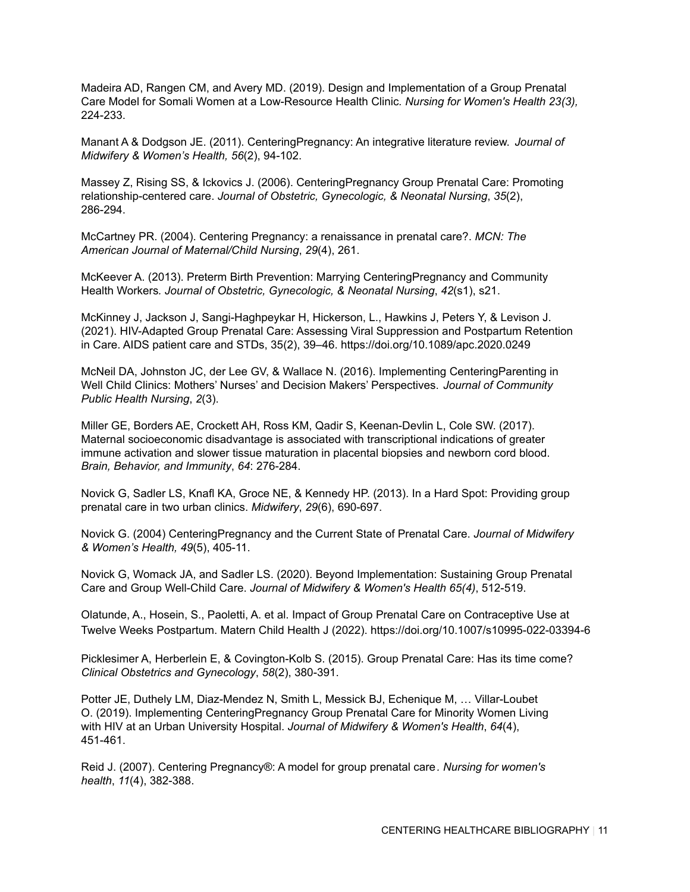Madeira AD, Rangen CM, and Avery MD. (2019). Design and Implementation of a Group Prenatal Care Model for Somali Women at a Low-Resource Health Clinic. *Nursing for Women's Health 23(3),* 224-233.

Manant A & Dodgson JE. (2011). CenteringPregnancy: An integrative literature review. *Journal of Midwifery & Women's Health, 56*(2), 94-102.

Massey Z, Rising SS, & Ickovics J. (2006). CenteringPregnancy Group Prenatal Care: Promoting relationship-centered care. *Journal of Obstetric, Gynecologic, & Neonatal Nursing*, *35*(2), 286-294.

McCartney PR. (2004). Centering Pregnancy: a renaissance in prenatal care?. *MCN: The American Journal of Maternal/Child Nursing*, *29*(4), 261.

McKeever A. (2013). Preterm Birth Prevention: Marrying CenteringPregnancy and Community Health Workers*. Journal of Obstetric, Gynecologic, & Neonatal Nursing*, *42*(s1), s21.

McKinney J, Jackson J, Sangi-Haghpeykar H, Hickerson, L., Hawkins J, Peters Y, & Levison J. (2021). HIV-Adapted Group Prenatal Care: Assessing Viral Suppression and Postpartum Retention in Care. AIDS patient care and STDs, 35(2), 39–46. https://doi.org/10.1089/apc.2020.0249

McNeil DA, Johnston JC, der Lee GV, & Wallace N. (2016). Implementing CenteringParenting in Well Child Clinics: Mothers' Nurses' and Decision Makers' Perspectives. *Journal of Community Public Health Nursing*, *2*(3).

Miller GE, Borders AE, Crockett AH, Ross KM, Qadir S, Keenan-Devlin L, Cole SW. (2017). Maternal socioeconomic disadvantage is associated with transcriptional indications of greater immune activation and slower tissue maturation in placental biopsies and newborn cord blood. *Brain, Behavior, and Immunity*, *64*: 276-284.

Novick G, Sadler LS, Knafl KA, Groce NE, & Kennedy HP. (2013). In a Hard Spot: Providing group prenatal care in two urban clinics. *Midwifery*, *29*(6), 690-697.

Novick G. (2004) CenteringPregnancy and the Current State of Prenatal Care. *Journal of Midwifery & Women's Health, 49*(5), 405-11.

Novick G, Womack JA, and Sadler LS. (2020). Beyond Implementation: Sustaining Group Prenatal Care and Group Well-Child Care. *Journal of Midwifery & Women's Health 65(4)*, 512-519.

Olatunde, A., Hosein, S., Paoletti, A. et al. Impact of Group Prenatal Care on Contraceptive Use at Twelve Weeks Postpartum. Matern Child Health J (2022). https://doi.org/10.1007/s10995-022-03394-6

Picklesimer A, Herberlein E, & Covington-Kolb S. (2015). Group Prenatal Care: Has its time come? *Clinical Obstetrics and Gynecology*, *58*(2), 380-391.

Potter JE, Duthely LM, Diaz-Mendez N, Smith L, Messick BJ, Echenique M, … Villar-Loubet O. (2019). Implementing CenteringPregnancy Group Prenatal Care for Minority Women Living with HIV at an Urban University Hospital. *Journal of Midwifery & Women's Health*, *64*(4), 451-461.

Reid J. (2007). Centering Pregnancy®: A model for group prenatal care*. Nursing for women's health*, *11*(4), 382-388.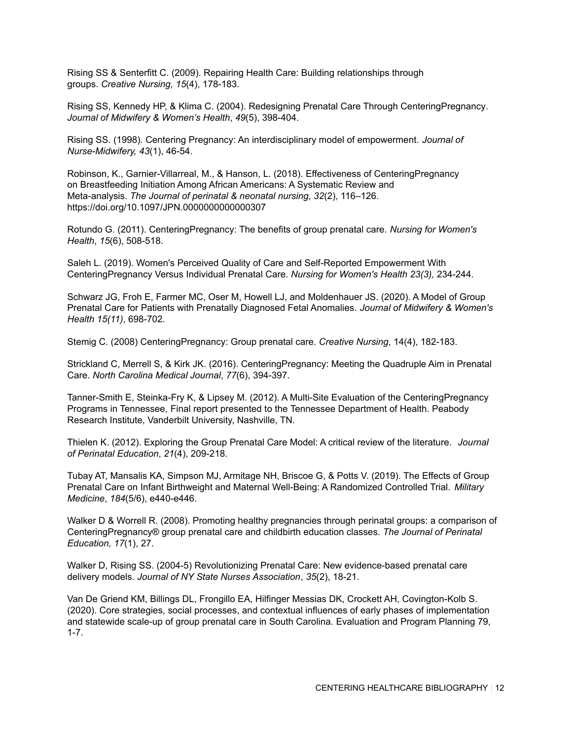Rising SS & Senterfitt C. (2009). Repairing Health Care: Building relationships through groups. *Creative Nursing, 15*(4), 178-183.

Rising SS, Kennedy HP, & Klima C. (2004). Redesigning Prenatal Care Through CenteringPregnancy. *Journal of Midwifery & Women's Health*, *49*(5), 398-404.

Rising SS. (1998). Centering Pregnancy: An interdisciplinary model of empowerment. *Journal of Nurse-Midwifery, 43*(1), 46-54.

Robinson, K., Garnier-Villarreal, M., & Hanson, L. (2018). Effectiveness of CenteringPregnancy on Breastfeeding Initiation Among African Americans: A Systematic Review and Meta-analysis. *The Journal of perinatal & neonatal nursing*, *32*(2), 116–126. https://doi.org/10.1097/JPN.0000000000000307

Rotundo G. (2011). CenteringPregnancy: The benefits of group prenatal care. *Nursing for Women's Health*, *15*(6), 508-518.

Saleh L. (2019). Women's Perceived Quality of Care and Self-Reported Empowerment With CenteringPregnancy Versus Individual Prenatal Care. *Nursing for Women's Health 23(3),* 234-244.

Schwarz JG, Froh E, Farmer MC, Oser M, Howell LJ, and Moldenhauer JS. (2020). A Model of Group Prenatal Care for Patients with Prenatally Diagnosed Fetal Anomalies. *Journal of Midwifery & Women's Health 15(11)*, 698-702.

Stemig C. (2008) CenteringPregnancy: Group prenatal care. *Creative Nursing*, 14(4), 182-183.

Strickland C, Merrell S, & Kirk JK. (2016). CenteringPregnancy: Meeting the Quadruple Aim in Prenatal Care. *North Carolina Medical Journal*, *77*(6), 394-397.

Tanner-Smith E, Steinka-Fry K, & Lipsey M. (2012). A Multi-Site Evaluation of the CenteringPregnancy Programs in Tennessee*,* Final report presented to the Tennessee Department of Health. Peabody Research Institute, Vanderbilt University, Nashville, TN.

Thielen K. (2012). Exploring the Group Prenatal Care Model: A critical review of the literature. *Journal of Perinatal Education*, *21*(4), 209-218.

Tubay AT, Mansalis KA, Simpson MJ, Armitage NH, Briscoe G, & Potts V. (2019). The Effects of Group Prenatal Care on Infant Birthweight and Maternal Well-Being: A Randomized Controlled Trial. *Military Medicine*, *184*(5/6), e440-e446.

Walker D & Worrell R. (2008). Promoting healthy pregnancies through perinatal groups: a comparison of CenteringPregnancy® group prenatal care and childbirth education classes. *The Journal of Perinatal Education, 17*(1), 27.

Walker D, Rising SS. (2004-5) Revolutionizing Prenatal Care: New evidence-based prenatal care delivery models. *Journal of NY State Nurses Association*, *35*(2), 18-21.

Van De Griend KM, Billings DL, Frongillo EA, Hilfinger Messias DK, Crockett AH, Covington-Kolb S. (2020). Core strategies, social processes, and contextual influences of early phases of implementation and statewide scale-up of group prenatal care in South Carolina. Evaluation and Program Planning 79, 1-7.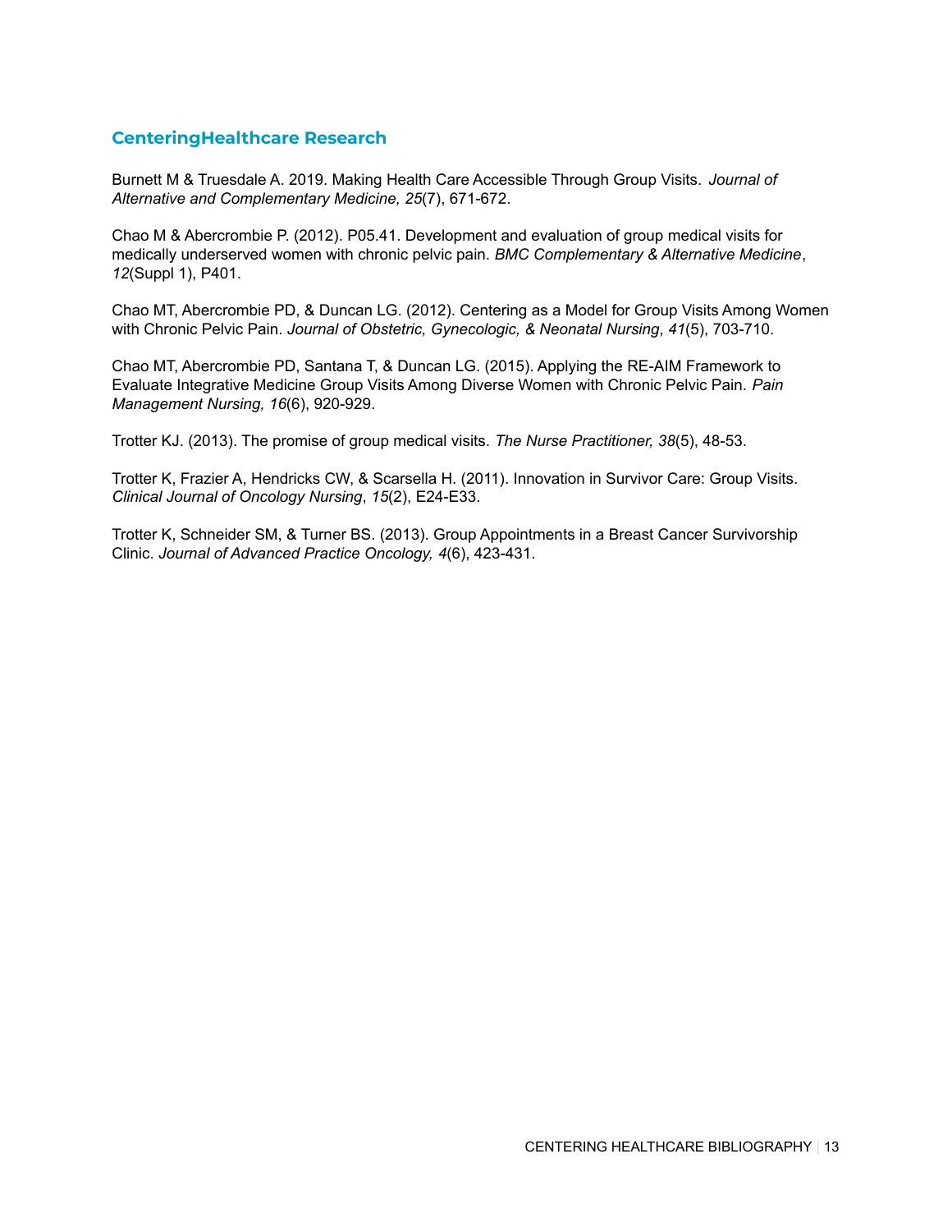## CenteringHealthcare Research

Burnett M & Truesdale A. 2019. Making Health Care Accessible Through Group Visits. *Journal of Alternative and Complementary Medicine, 25*(7), 671-672.

Chao M & Abercrombie P. (2012). P05.41. Development and evaluation of group medical visits for medically underserved women with chronic pelvic pain. *BMC Complementary & Alternative Medicine*, *12*(Suppl 1), P401.

Chao MT, Abercrombie PD, & Duncan LG. (2012). Centering as a Model for Group Visits Among Women with Chronic Pelvic Pain. *Journal of Obstetric, Gynecologic, & Neonatal Nursing*, *41*(5), 703-710.

Chao MT, Abercrombie PD, Santana T, & Duncan LG. (2015). Applying the RE-AIM Framework to Evaluate Integrative Medicine Group Visits Among Diverse Women with Chronic Pelvic Pain. *Pain Management Nursing, 16*(6), 920-929.

Trotter KJ. (2013). The promise of group medical visits. *The Nurse Practitioner, 38*(5), 48-53.

Trotter K, Frazier A, Hendricks CW, & Scarsella H. (2011). Innovation in Survivor Care: Group Visits. *Clinical Journal of Oncology Nursing*, *15*(2), E24-E33.

Trotter K, Schneider SM, & Turner BS. (2013). Group Appointments in a Breast Cancer Survivorship Clinic. *Journal of Advanced Practice Oncology, 4*(6), 423-431.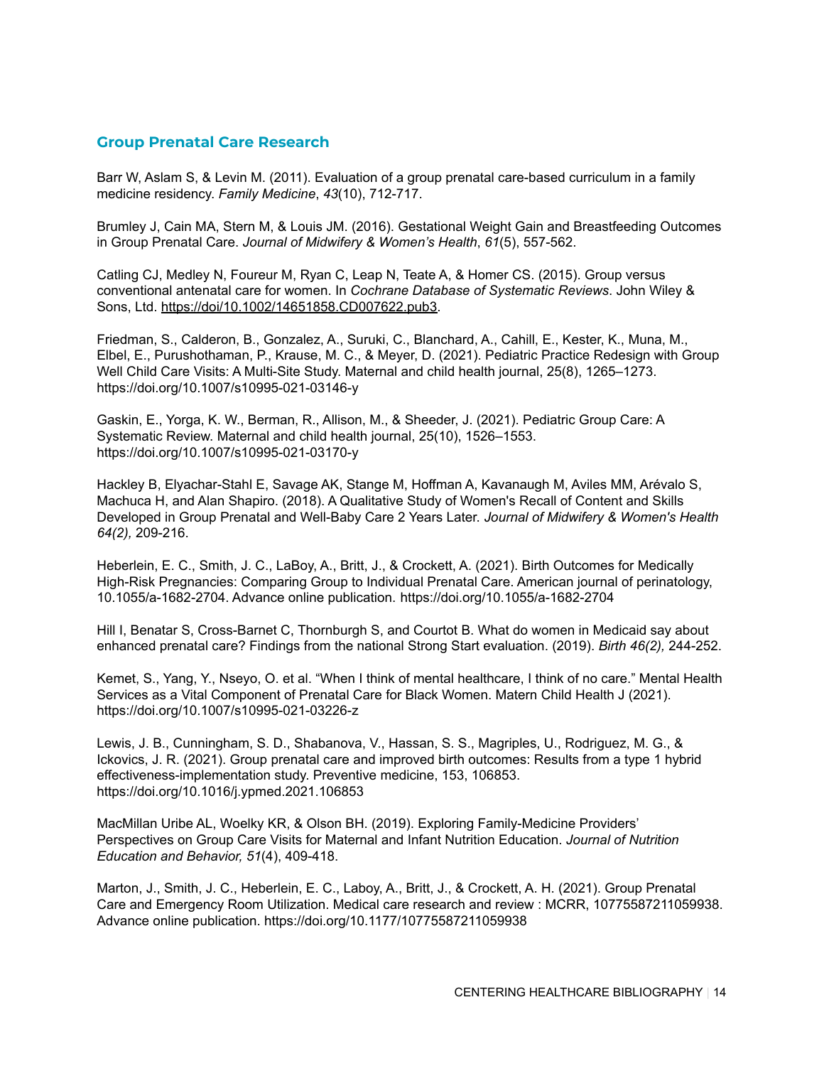## Group Prenatal Care Research

Barr W, Aslam S, & Levin M. (2011). Evaluation of a group prenatal care-based curriculum in a family medicine residency. *Family Medicine*, *43*(10), 712-717.

Brumley J, Cain MA, Stern M, & Louis JM. (2016). Gestational Weight Gain and Breastfeeding Outcomes in Group Prenatal Care. *Journal of Midwifery & Women's Health*, *61*(5), 557-562.

Catling CJ, Medley N, Foureur M, Ryan C, Leap N, Teate A, & Homer CS. (2015). Group versus conventional antenatal care for women. In *Cochrane Database of Systematic Reviews*. John Wiley & Sons, Ltd. https://doi/10.1002/14651858.CD007622.pub3.

Friedman, S., Calderon, B., Gonzalez, A., Suruki, C., Blanchard, A., Cahill, E., Kester, K., Muna, M., Elbel, E., Purushothaman, P., Krause, M. C., & Meyer, D. (2021). Pediatric Practice Redesign with Group Well Child Care Visits: A Multi-Site Study. Maternal and child health journal, 25(8), 1265–1273. https://doi.org/10.1007/s10995-021-03146-y

Gaskin, E., Yorga, K. W., Berman, R., Allison, M., & Sheeder, J. (2021). Pediatric Group Care: A Systematic Review. Maternal and child health journal, 25(10), 1526–1553. https://doi.org/10.1007/s10995-021-03170-y

Hackley B, Elyachar-Stahl E, Savage AK, Stange M, Hoffman A, Kavanaugh M, Aviles MM, Arévalo S, Machuca H, and Alan Shapiro. (2018). A Qualitative Study of Women's Recall of Content and Skills Developed in Group Prenatal and Well-Baby Care 2 Years Later. *Journal of Midwifery & Women's Health 64(2),* 209-216.

Heberlein, E. C., Smith, J. C., LaBoy, A., Britt, J., & Crockett, A. (2021). Birth Outcomes for Medically High-Risk Pregnancies: Comparing Group to Individual Prenatal Care. American journal of perinatology, 10.1055/a-1682-2704. Advance online publication. https://doi.org/10.1055/a-1682-2704

Hill I, Benatar S, Cross-Barnet C, Thornburgh S, and Courtot B. What do women in Medicaid say about enhanced prenatal care? Findings from the national Strong Start evaluation. (2019). *Birth 46(2),* 244-252.

Kemet, S., Yang, Y., Nseyo, O. et al. "When I think of mental healthcare, I think of no care." Mental Health Services as a Vital Component of Prenatal Care for Black Women. Matern Child Health J (2021). https://doi.org/10.1007/s10995-021-03226-z

Lewis, J. B., Cunningham, S. D., Shabanova, V., Hassan, S. S., Magriples, U., Rodriguez, M. G., & Ickovics, J. R. (2021). Group prenatal care and improved birth outcomes: Results from a type 1 hybrid effectiveness-implementation study. Preventive medicine, 153, 106853. https://doi.org/10.1016/j.ypmed.2021.106853

MacMillan Uribe AL, Woelky KR, & Olson BH. (2019). Exploring Family-Medicine Providers' Perspectives on Group Care Visits for Maternal and Infant Nutrition Education. *Journal of Nutrition Education and Behavior, 51*(4), 409-418.

Marton, J., Smith, J. C., Heberlein, E. C., Laboy, A., Britt, J., & Crockett, A. H. (2021). Group Prenatal Care and Emergency Room Utilization. Medical care research and review : MCRR, 10775587211059938. Advance online publication. https://doi.org/10.1177/10775587211059938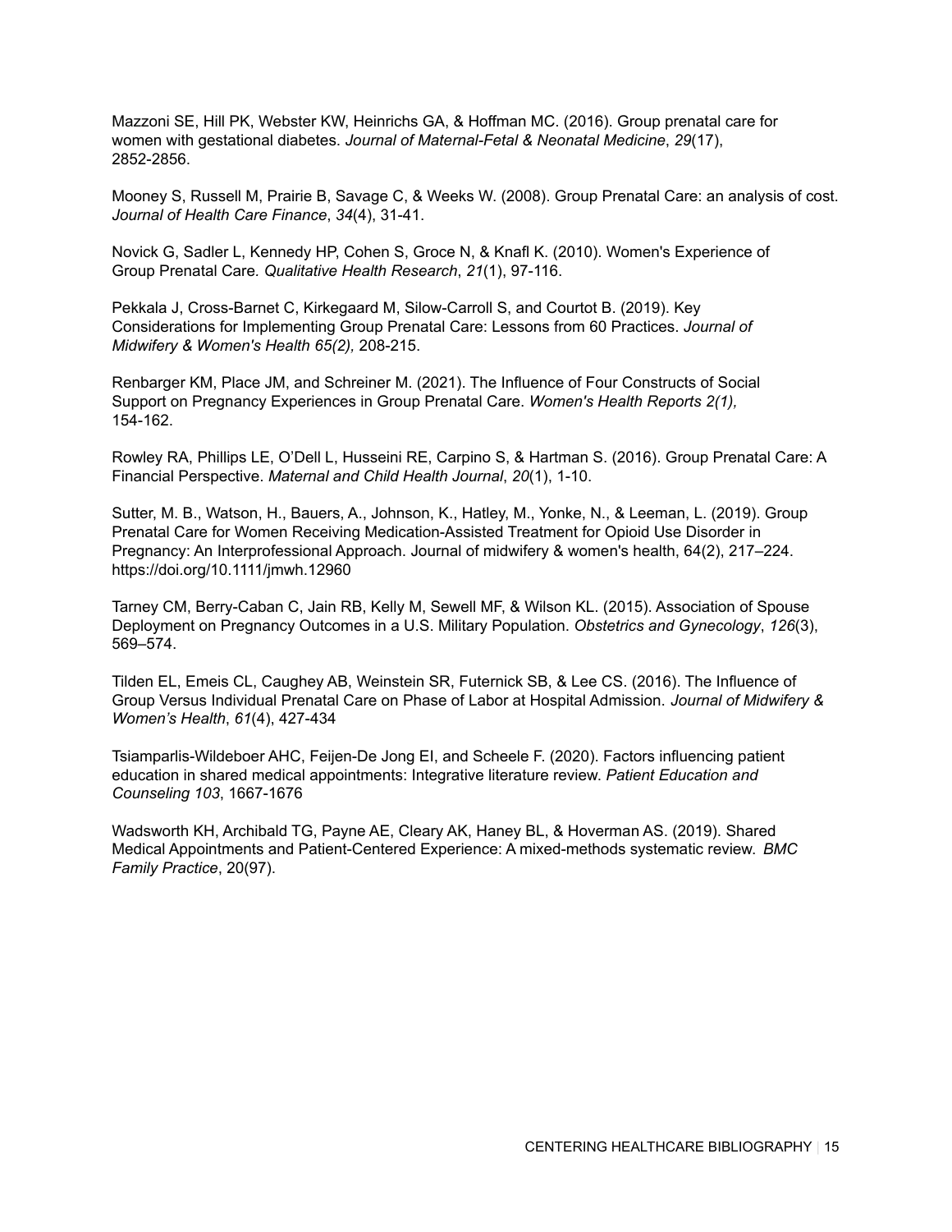Mazzoni SE, Hill PK, Webster KW, Heinrichs GA, & Hoffman MC. (2016). Group prenatal care for women with gestational diabetes. *Journal of Maternal-Fetal & Neonatal Medicine*, *29*(17), 2852-2856.

Mooney S, Russell M, Prairie B, Savage C, & Weeks W. (2008). Group Prenatal Care: an analysis of cost. *Journal of Health Care Finance*, *34*(4), 31-41.

Novick G, Sadler L, Kennedy HP, Cohen S, Groce N, & Knafl K. (2010). Women's Experience of Group Prenatal Care. *Qualitative Health Research*, *21*(1), 97-116.

Pekkala J, Cross-Barnet C, Kirkegaard M, Silow-Carroll S, and Courtot B. (2019). Key Considerations for Implementing Group Prenatal Care: Lessons from 60 Practices. *Journal of Midwifery & Women's Health 65(2),* 208-215.

Renbarger KM, Place JM, and Schreiner M. (2021). The Influence of Four Constructs of Social Support on Pregnancy Experiences in Group Prenatal Care. *Women's Health Reports 2(1),* 154-162.

Rowley RA, Phillips LE, O'Dell L, Husseini RE, Carpino S, & Hartman S. (2016). Group Prenatal Care: A Financial Perspective. *Maternal and Child Health Journal*, *20*(1), 1-10.

Sutter, M. B., Watson, H., Bauers, A., Johnson, K., Hatley, M., Yonke, N., & Leeman, L. (2019). Group Prenatal Care for Women Receiving Medication-Assisted Treatment for Opioid Use Disorder in Pregnancy: An Interprofessional Approach. Journal of midwifery & women's health, 64(2), 217–224. https://doi.org/10.1111/jmwh.12960

Tarney CM, Berry-Caban C, Jain RB, Kelly M, Sewell MF, & Wilson KL. (2015). Association of Spouse Deployment on Pregnancy Outcomes in a U.S. Military Population. *Obstetrics and Gynecology*, *126*(3), 569–574.

Tilden EL, Emeis CL, Caughey AB, Weinstein SR, Futernick SB, & Lee CS. (2016). The Influence of Group Versus Individual Prenatal Care on Phase of Labor at Hospital Admission. *Journal of Midwifery & Women's Health*, *61*(4), 427-434

Tsiamparlis-Wildeboer AHC, Feijen-De Jong EI, and Scheele F. (2020). Factors influencing patient education in shared medical appointments: Integrative literature review. *Patient Education and Counseling 103*, 1667-1676

Wadsworth KH, Archibald TG, Payne AE, Cleary AK, Haney BL, & Hoverman AS. (2019). Shared Medical Appointments and Patient-Centered Experience: A mixed-methods systematic review. *BMC Family Practice*, 20(97).